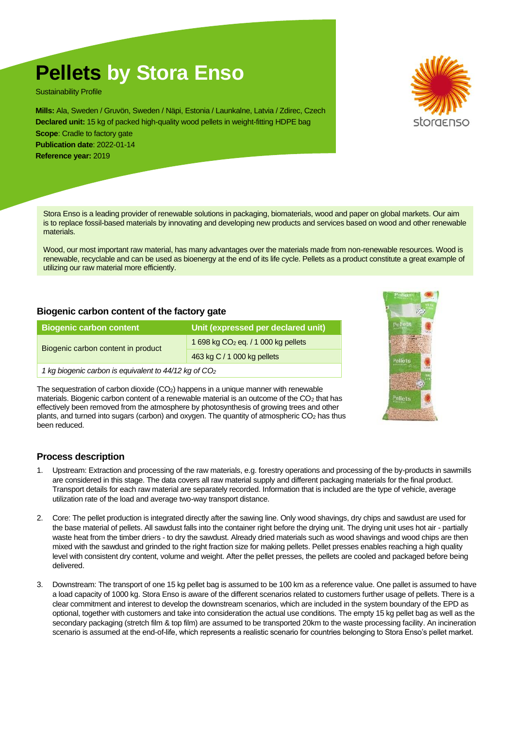# Pellets by Stora Enso

Sustainability Profile

**Mills:** Ala, Sweden / Gruvön, Sweden / Näpi, Estonia / Launkalne, Latvia / Zdirec, Czech
**Declared unit:** 15 kg of packed high-quality wood pellets in weight-fitting HDPE bag
**Scope**: Cradle to factory gate
**Publication date**: 2022-01-14
**Reference year:** 2019

Stora Enso is a leading provider of renewable solutions in packaging, biomaterials, wood and paper on global markets. Our aim is to replace fossil-based materials by innovating and developing new products and services based on wood and other renewable materials.

Wood, our most important raw material, has many advantages over the materials made from non-renewable resources. Wood is renewable, recyclable and can be used as bioenergy at the end of its life cycle. Pellets as a product constitute a great example of utilizing our raw material more efficiently.

## Biogenic carbon content of the factory gate

| Biogenic carbon content | Unit (expressed per declared unit) |
|---|---|
| Biogenic carbon content in product | 1 698 kg $CO_2$ eq. / 1 000 kg pellets |
| | 463 kg C / 1 000 kg pellets |
| *1 kg biogenic carbon is equivalent to 44/12 kg of $CO_2$* | |

The sequestration of carbon dioxide ($CO_2$) happens in a unique manner with renewable materials. Biogenic carbon content of a renewable material is an outcome of the $CO_2$ that has effectively been removed from the atmosphere by photosynthesis of growing trees and other plants, and turned into sugars (carbon) and oxygen. The quantity of atmospheric $CO_2$ has thus been reduced.

## Process description

1. Upstream: Extraction and processing of the raw materials, e.g. forestry operations and processing of the by-products in sawmills are considered in this stage. The data covers all raw material supply and different packaging materials for the final product. Transport details for each raw material are separately recorded. Information that is included are the type of vehicle, average utilization rate of the load and average two-way transport distance.

2. Core: The pellet production is integrated directly after the sawing line. Only wood shavings, dry chips and sawdust are used for the base material of pellets. All sawdust falls into the container right before the drying unit. The drying unit uses hot air - partially waste heat from the timber driers - to dry the sawdust. Already dried materials such as wood shavings and wood chips are then mixed with the sawdust and grinded to the right fraction size for making pellets. Pellet presses enables reaching a high quality level with consistent dry content, volume and weight. After the pellet presses, the pellets are cooled and packaged before being delivered.

3. Downstream: The transport of one 15 kg pellet bag is assumed to be 100 km as a reference value. One pallet is assumed to have a load capacity of 1000 kg. Stora Enso is aware of the different scenarios related to customers further usage of pellets. There is a clear commitment and interest to develop the downstream scenarios, which are included in the system boundary of the EPD as optional, together with customers and take into consideration the actual use conditions. The empty 15 kg pellet bag as well as the secondary packaging (stretch film & top film) are assumed to be transported 20km to the waste processing facility. An incineration scenario is assumed at the end-of-life, which represents a realistic scenario for countries belonging to Stora Enso's pellet market.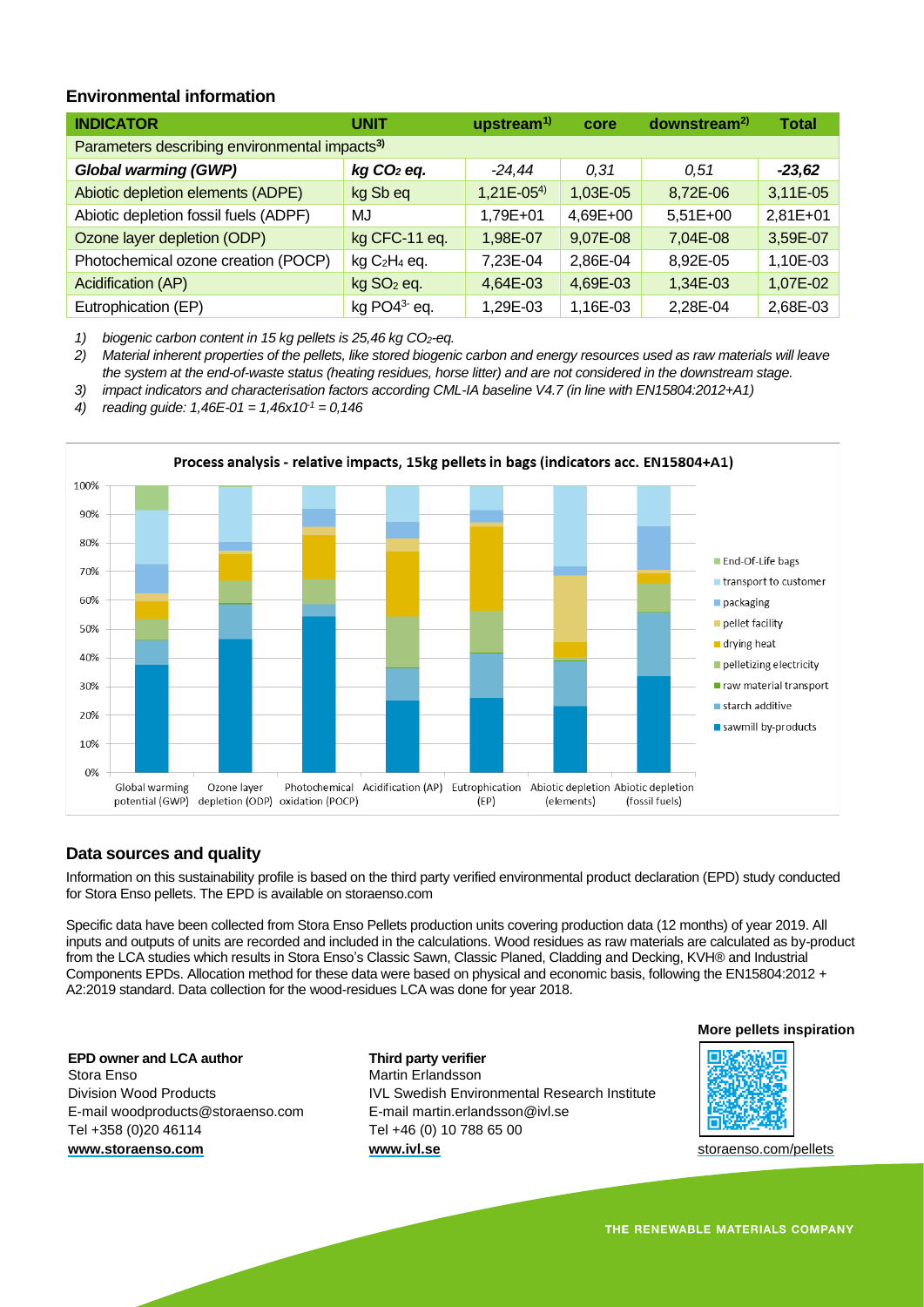## Environmental information

| INDICATOR | UNIT | upstream[1] | core | downstream[2] | Total |
|---|---|---|---|---|---|
| Parameters describing environmental impacts[3] | | | | | |
| ***Global warming (GWP)*** | ***kg $CO_2$ eq.*** | *-24,44* | *0,31* | *0,51* | ***-23,62*** |
| Abiotic depletion elements (ADPE) | kg Sb eq | 1,21E-05[4] | 1,03E-05 | 8,72E-06 | 3,11E-05 |
| Abiotic depletion fossil fuels (ADPF) | MJ | 1,79E+01 | 4,69E+00 | 5,51E+00 | 2,81E+01 |
| Ozone layer depletion (ODP) | kg CFC-11 eq. | 1,98E-07 | 9,07E-08 | 7,04E-08 | 3,59E-07 |
| Photochemical ozone creation (POCP) | kg $C_2H_4$ eq. | 7,23E-04 | 2,86E-04 | 8,92E-05 | 1,10E-03 |
| Acidification (AP) | kg $SO_2$ eq. | 4,64E-03 | 4,69E-03 | 1,34E-03 | 1,07E-02 |
| Eutrophication (EP) | kg $PO4^{3-}$ eq. | 1,29E-03 | 1,16E-03 | 2,28E-04 | 2,68E-03 |

1) *biogenic carbon content in 15 kg pellets is 25,46 kg $CO_2$-eq.*
2) *Material inherent properties of the pellets, like stored biogenic carbon and energy resources used as raw materials will leave the system at the end-of-waste status (heating residues, horse litter) and are not considered in the downstream stage.*
3) *impact indicators and characterisation factors according CML-IA baseline V4.7 (in line with EN15804:2012+A1)*
4) *reading guide: 1,46E-01 = $1,46x10^{-1}$ = 0,146*

**Process analysis - relative impacts, 15kg pellets in bags (indicators acc. EN15804+A1)**

100%
90%
80%
70%
60%
50%
40%
30%
20%
10%
0%

Global warming potential (GWP)
Ozone layer depletion (ODP)
Photochemical oxidation (POCP)
Acidification (AP)
Eutrophication (EP)
Abiotic depletion (elements)
Abiotic depletion (fossil fuels)

End-Of-Life bags
transport to customer
packaging
pellet facility
drying heat
pelletizing electricity
raw material transport
starch additive
sawmill by-products

## Data sources and quality

Information on this sustainability profile is based on the third party verified environmental product declaration (EPD) study conducted for Stora Enso pellets. The EPD is available on storaenso.com

Specific data have been collected from Stora Enso Pellets production units covering production data (12 months) of year 2019. All inputs and outputs of units are recorded and included in the calculations. Wood residues as raw materials are calculated as by-product from the LCA studies which results in Stora Enso's Classic Sawn, Classic Planed, Cladding and Decking, KVH® and Industrial Components EPDs. Allocation method for these data were based on physical and economic basis, following the EN15804:2012 + A2:2019 standard. Data collection for the wood-residues LCA was done for year 2018.

**EPD owner and LCA author**
Stora Enso
Division Wood Products
E-mail woodproducts@storaenso.com
Tel +358 (0)20 46114
**www.storaenso.com**

**Third party verifier**
Martin Erlandsson
IVL Swedish Environmental Research Institute
E-mail martin.erlandsson@ivl.se
Tel +46 (0) 10 788 65 00
**www.ivl.se**

**More pellets inspiration**
storaenso.com/pellets

THE RENEWABLE MATERIALS COMPANY